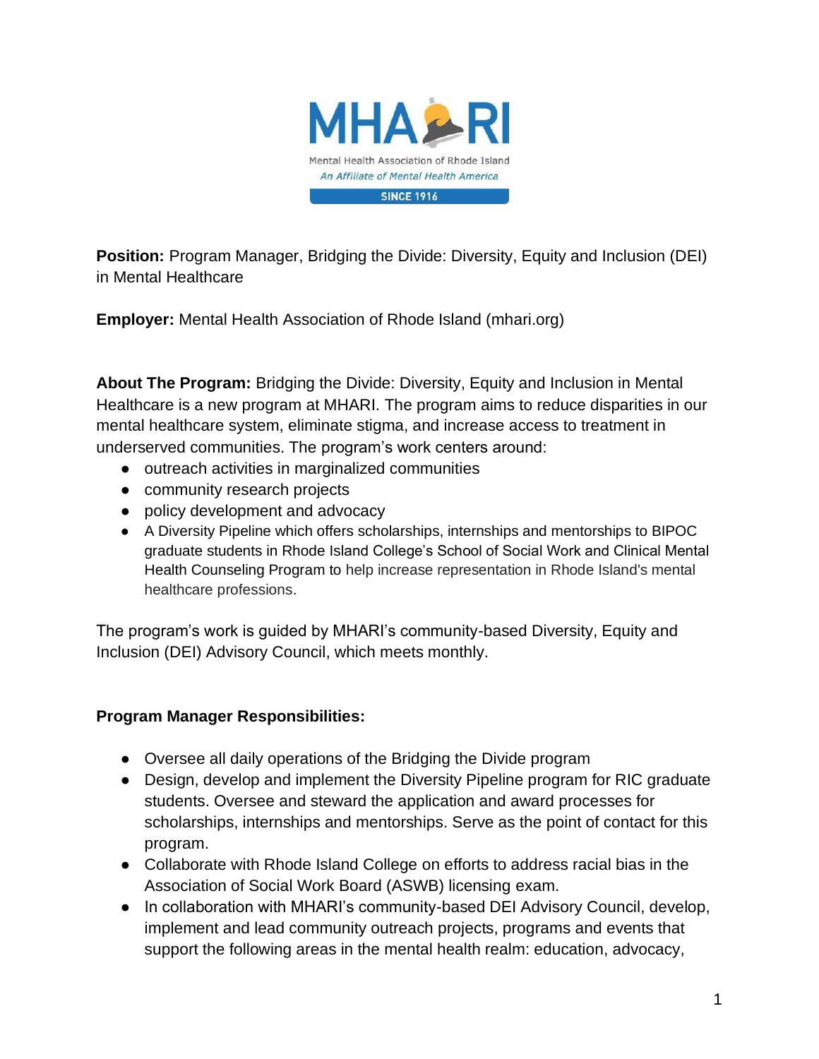MHARI

Mental Health Association of Rhode Island

*An Affiliate of Mental Health America*

SINCE 1916

**Position:** Program Manager, Bridging the Divide: Diversity, Equity and Inclusion (DEI) in Mental Healthcare

**Employer:** Mental Health Association of Rhode Island (mhari.org)

**About The Program:** Bridging the Divide: Diversity, Equity and Inclusion in Mental Healthcare is a new program at MHARI. The program aims to reduce disparities in our mental healthcare system, eliminate stigma, and increase access to treatment in underserved communities. The program's work centers around:

- outreach activities in marginalized communities
- community research projects
- policy development and advocacy
- A Diversity Pipeline which offers scholarships, internships and mentorships to BIPOC graduate students in Rhode Island College's School of Social Work and Clinical Mental Health Counseling Program to help increase representation in Rhode Island's mental healthcare professions.

The program's work is guided by MHARI's community-based Diversity, Equity and Inclusion (DEI) Advisory Council, which meets monthly.

**Program Manager Responsibilities:**

- Oversee all daily operations of the Bridging the Divide program
- Design, develop and implement the Diversity Pipeline program for RIC graduate students. Oversee and steward the application and award processes for scholarships, internships and mentorships. Serve as the point of contact for this program.
- Collaborate with Rhode Island College on efforts to address racial bias in the Association of Social Work Board (ASWB) licensing exam.
- In collaboration with MHARI's community-based DEI Advisory Council, develop, implement and lead community outreach projects, programs and events that support the following areas in the mental health realm: education, advocacy,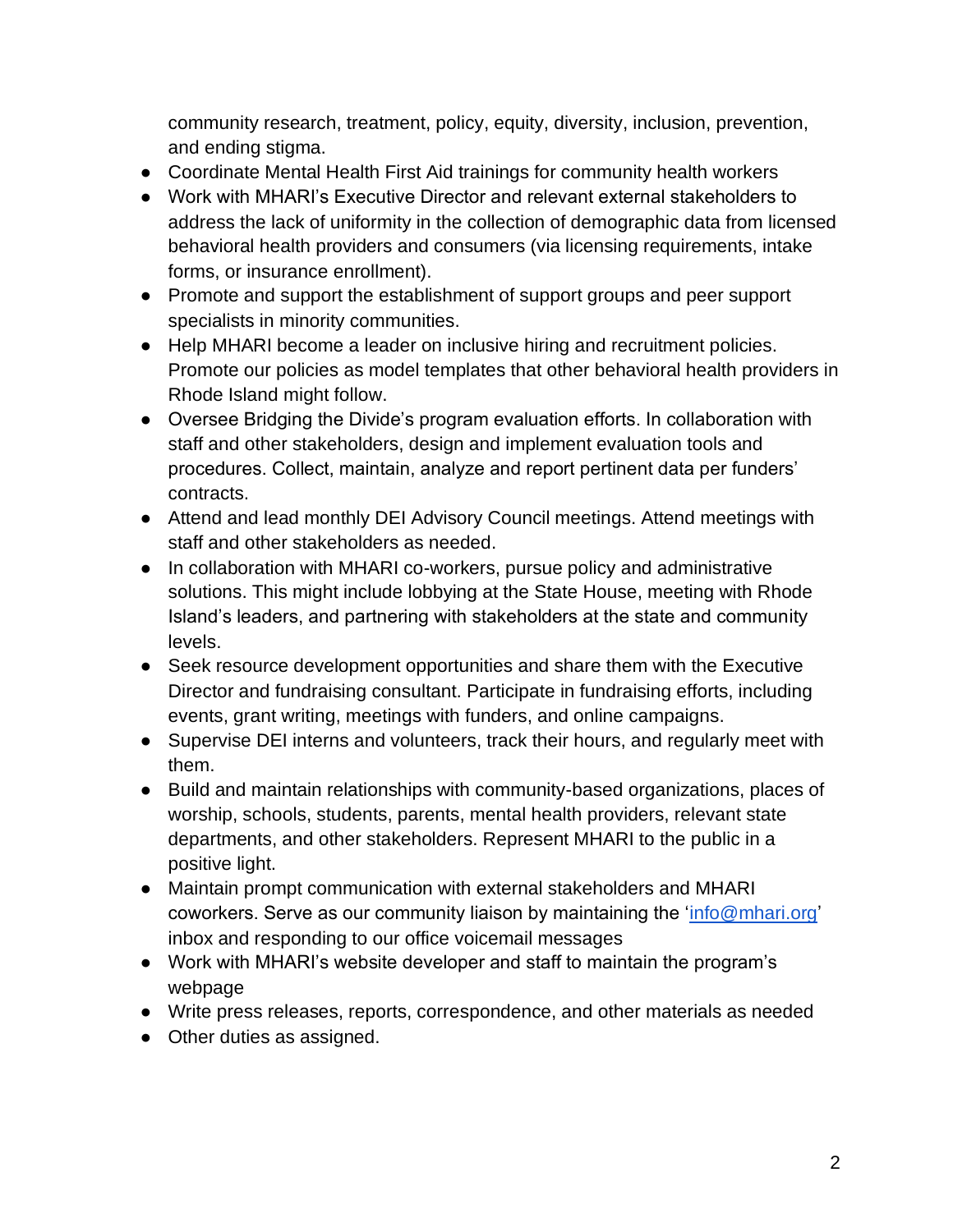community research, treatment, policy, equity, diversity, inclusion, prevention, and ending stigma.

- Coordinate Mental Health First Aid trainings for community health workers
- Work with MHARI's Executive Director and relevant external stakeholders to address the lack of uniformity in the collection of demographic data from licensed behavioral health providers and consumers (via licensing requirements, intake forms, or insurance enrollment).
- Promote and support the establishment of support groups and peer support specialists in minority communities.
- Help MHARI become a leader on inclusive hiring and recruitment policies. Promote our policies as model templates that other behavioral health providers in Rhode Island might follow.
- Oversee Bridging the Divide's program evaluation efforts. In collaboration with staff and other stakeholders, design and implement evaluation tools and procedures. Collect, maintain, analyze and report pertinent data per funders' contracts.
- Attend and lead monthly DEI Advisory Council meetings. Attend meetings with staff and other stakeholders as needed.
- In collaboration with MHARI co-workers, pursue policy and administrative solutions. This might include lobbying at the State House, meeting with Rhode Island's leaders, and partnering with stakeholders at the state and community levels.
- Seek resource development opportunities and share them with the Executive Director and fundraising consultant. Participate in fundraising efforts, including events, grant writing, meetings with funders, and online campaigns.
- Supervise DEI interns and volunteers, track their hours, and regularly meet with them.
- Build and maintain relationships with community-based organizations, places of worship, schools, students, parents, mental health providers, relevant state departments, and other stakeholders. Represent MHARI to the public in a positive light.
- Maintain prompt communication with external stakeholders and MHARI coworkers. Serve as our community liaison by maintaining the 'info@mhari.org' inbox and responding to our office voicemail messages
- Work with MHARI's website developer and staff to maintain the program's webpage
- Write press releases, reports, correspondence, and other materials as needed
- Other duties as assigned.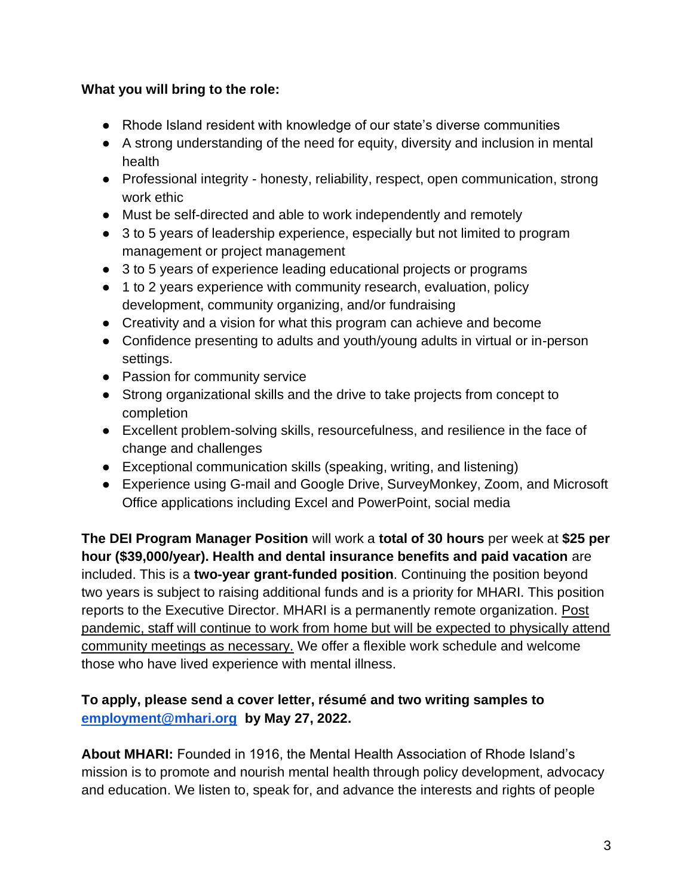**What you will bring to the role:**

- Rhode Island resident with knowledge of our state's diverse communities
- A strong understanding of the need for equity, diversity and inclusion in mental health
- Professional integrity - honesty, reliability, respect, open communication, strong work ethic
- Must be self-directed and able to work independently and remotely
- 3 to 5 years of leadership experience, especially but not limited to program management or project management
- 3 to 5 years of experience leading educational projects or programs
- 1 to 2 years experience with community research, evaluation, policy development, community organizing, and/or fundraising
- Creativity and a vision for what this program can achieve and become
- Confidence presenting to adults and youth/young adults in virtual or in-person settings.
- Passion for community service
- Strong organizational skills and the drive to take projects from concept to completion
- Excellent problem-solving skills, resourcefulness, and resilience in the face of change and challenges
- Exceptional communication skills (speaking, writing, and listening)
- Experience using G-mail and Google Drive, SurveyMonkey, Zoom, and Microsoft Office applications including Excel and PowerPoint, social media

**The DEI Program Manager Position** will work a **total of 30 hours** per week at **$25 per hour ($39,000/year). Health and dental insurance benefits and paid vacation** are included. This is a **two-year grant-funded position**. Continuing the position beyond two years is subject to raising additional funds and is a priority for MHARI. This position reports to the Executive Director. MHARI is a permanently remote organization. <u>Post pandemic, staff will continue to work from home but will be expected to physically attend community meetings as necessary.</u> We offer a flexible work schedule and welcome those who have lived experience with mental illness.

**To apply, please send a cover letter, résumé and two writing samples to [employment@mhari.org](mailto:employment@mhari.org) by May 27, 2022.**

**About MHARI:** Founded in 1916, the Mental Health Association of Rhode Island's mission is to promote and nourish mental health through policy development, advocacy and education. We listen to, speak for, and advance the interests and rights of people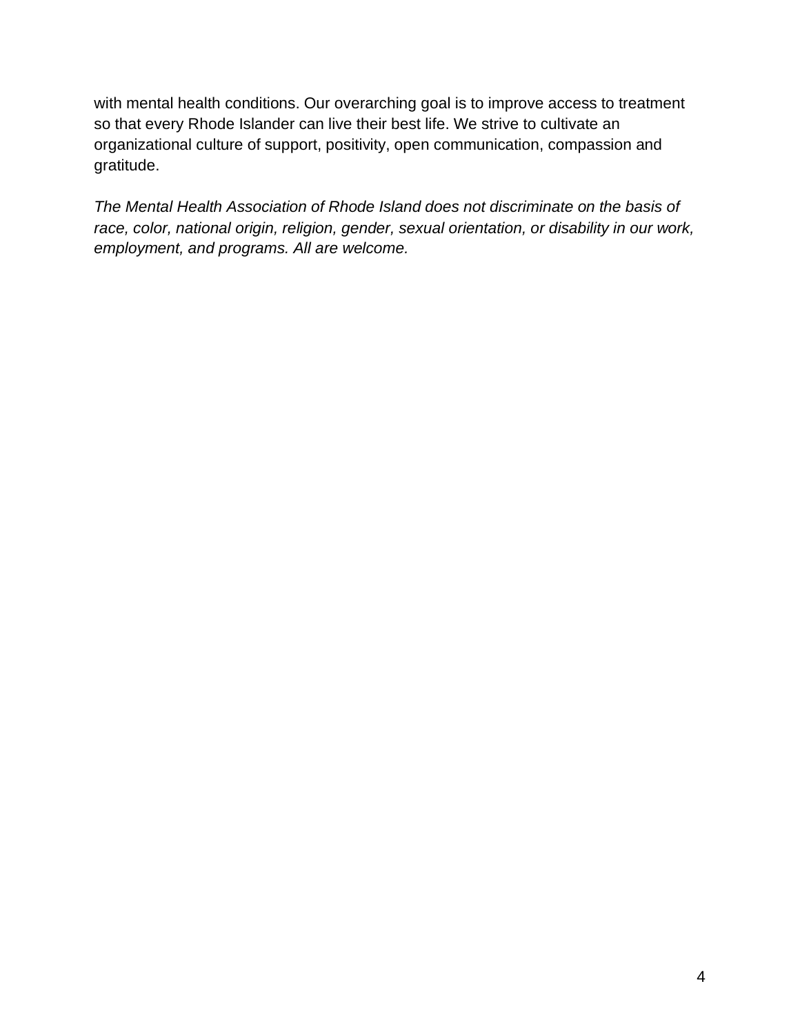with mental health conditions. Our overarching goal is to improve access to treatment so that every Rhode Islander can live their best life. We strive to cultivate an organizational culture of support, positivity, open communication, compassion and gratitude.

*The Mental Health Association of Rhode Island does not discriminate on the basis of race, color, national origin, religion, gender, sexual orientation, or disability in our work, employment, and programs. All are welcome.*